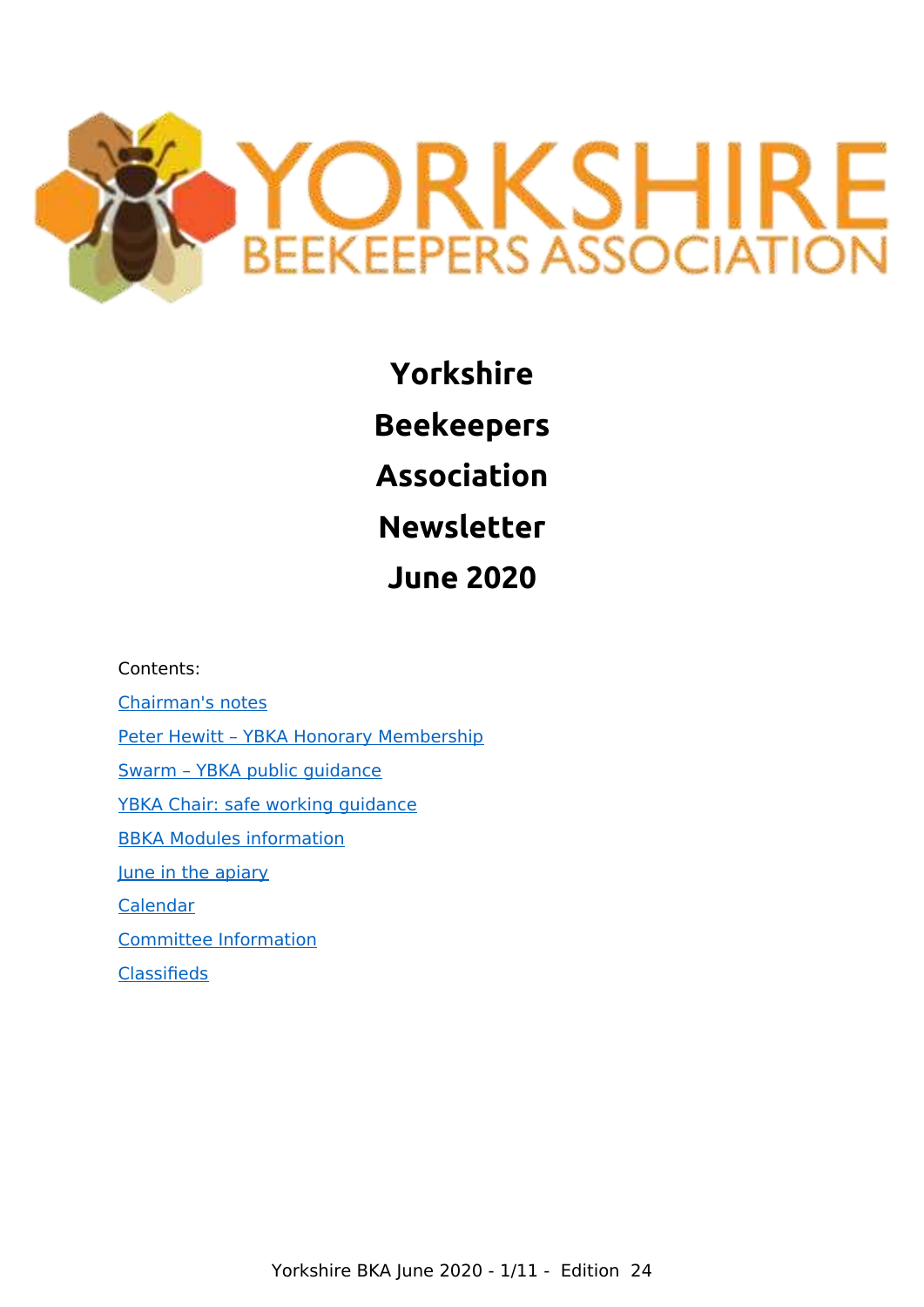# Yorkshire Beekeepers Association Newsletter June 2020

Contents:

- Chairman's notes
- Peter Hewitt – YBKA Honorary Membership
- Swarm – YBKA public guidance
- YBKA Chair: safe working guidance
- BBKA Modules information
- June in the apiary
- Calendar
- Committee Information
- Classifieds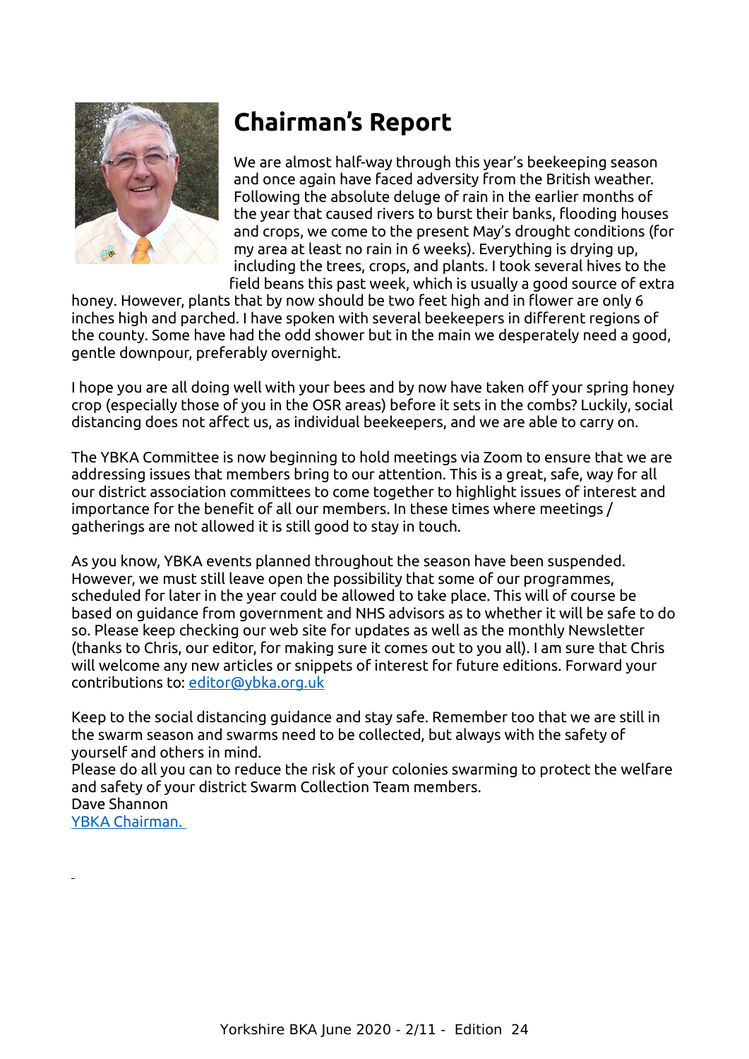# Chairman's Report

We are almost half-way through this year's beekeeping season and once again have faced adversity from the British weather. Following the absolute deluge of rain in the earlier months of the year that caused rivers to burst their banks, flooding houses and crops, we come to the present May's drought conditions (for my area at least no rain in 6 weeks). Everything is drying up, including the trees, crops, and plants. I took several hives to the field beans this past week, which is usually a good source of extra honey. However, plants that by now should be two feet high and in flower are only 6 inches high and parched. I have spoken with several beekeepers in different regions of the county. Some have had the odd shower but in the main we desperately need a good, gentle downpour, preferably overnight.

I hope you are all doing well with your bees and by now have taken off your spring honey crop (especially those of you in the OSR areas) before it sets in the combs? Luckily, social distancing does not affect us, as individual beekeepers, and we are able to carry on.

The YBKA Committee is now beginning to hold meetings via Zoom to ensure that we are addressing issues that members bring to our attention. This is a great, safe, way for all our district association committees to come together to highlight issues of interest and importance for the benefit of all our members. In these times where meetings / gatherings are not allowed it is still good to stay in touch.

As you know, YBKA events planned throughout the season have been suspended. However, we must still leave open the possibility that some of our programmes, scheduled for later in the year could be allowed to take place. This will of course be based on guidance from government and NHS advisors as to whether it will be safe to do so. Please keep checking our web site for updates as well as the monthly Newsletter (thanks to Chris, our editor, for making sure it comes out to you all). I am sure that Chris will welcome any new articles or snippets of interest for future editions. Forward your contributions to: [editor@ybka.org.uk](mailto:editor@ybka.org.uk)

Keep to the social distancing guidance and stay safe. Remember too that we are still in the swarm season and swarms need to be collected, but always with the safety of yourself and others in mind.

Please do all you can to reduce the risk of your colonies swarming to protect the welfare and safety of your district Swarm Collection Team members.

Dave Shannon
YBKA Chairman.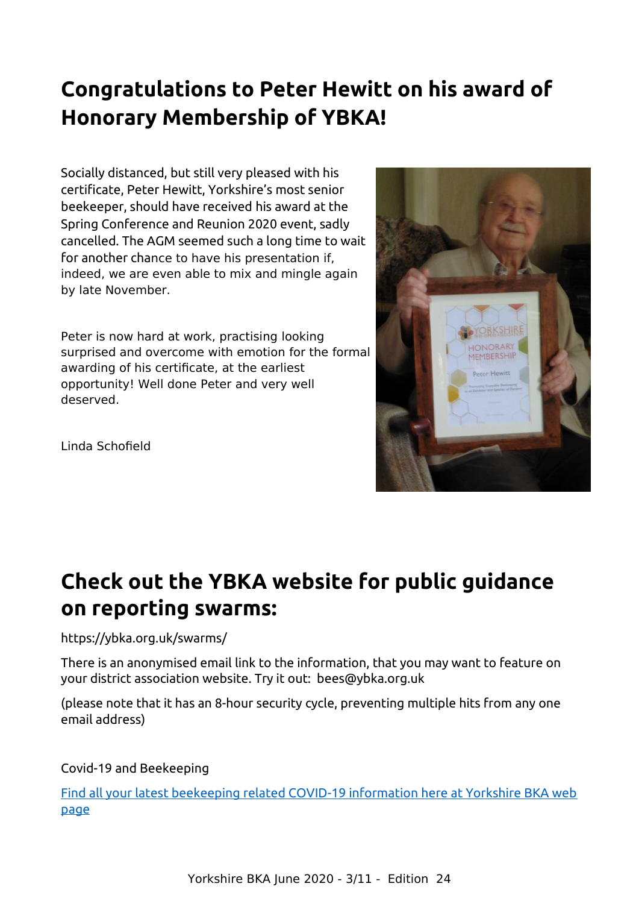## Congratulations to Peter Hewitt on his award of Honorary Membership of YBKA!

Socially distanced, but still very pleased with his certificate, Peter Hewitt, Yorkshire's most senior beekeeper, should have received his award at the Spring Conference and Reunion 2020 event, sadly cancelled. The AGM seemed such a long time to wait for another chance to have his presentation if, indeed, we are even able to mix and mingle again by late November.

Peter is now hard at work, practising looking surprised and overcome with emotion for the formal awarding of his certificate, at the earliest opportunity! Well done Peter and very well deserved.

Linda Schofield

## Check out the YBKA website for public guidance on reporting swarms:

https://ybka.org.uk/swarms/

There is an anonymised email link to the information, that you may want to feature on your district association website. Try it out: bees@ybka.org.uk

(please note that it has an 8-hour security cycle, preventing multiple hits from any one email address)

Covid-19 and Beekeeping

[Find all your latest beekeeping related COVID-19 information here at Yorkshire BKA web page]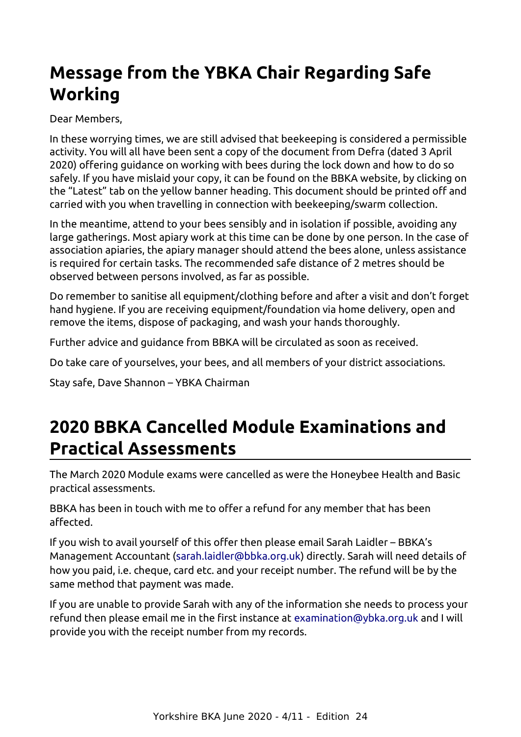# Message from the YBKA Chair Regarding Safe Working

Dear Members,

In these worrying times, we are still advised that beekeeping is considered a permissible activity. You will all have been sent a copy of the document from Defra (dated 3 April 2020) offering guidance on working with bees during the lock down and how to do so safely. If you have mislaid your copy, it can be found on the BBKA website, by clicking on the "Latest" tab on the yellow banner heading. This document should be printed off and carried with you when travelling in connection with beekeeping/swarm collection.

In the meantime, attend to your bees sensibly and in isolation if possible, avoiding any large gatherings. Most apiary work at this time can be done by one person. In the case of association apiaries, the apiary manager should attend the bees alone, unless assistance is required for certain tasks. The recommended safe distance of 2 metres should be observed between persons involved, as far as possible.

Do remember to sanitise all equipment/clothing before and after a visit and don't forget hand hygiene. If you are receiving equipment/foundation via home delivery, open and remove the items, dispose of packaging, and wash your hands thoroughly.

Further advice and guidance from BBKA will be circulated as soon as received.

Do take care of yourselves, your bees, and all members of your district associations.

Stay safe, Dave Shannon – YBKA Chairman

# 2020 BBKA Cancelled Module Examinations and Practical Assessments

The March 2020 Module exams were cancelled as were the Honeybee Health and Basic practical assessments.

BBKA has been in touch with me to offer a refund for any member that has been affected.

If you wish to avail yourself of this offer then please email Sarah Laidler – BBKA's Management Accountant (sarah.laidler@bbka.org.uk) directly. Sarah will need details of how you paid, i.e. cheque, card etc. and your receipt number. The refund will be by the same method that payment was made.

If you are unable to provide Sarah with any of the information she needs to process your refund then please email me in the first instance at examination@ybka.org.uk and I will provide you with the receipt number from my records.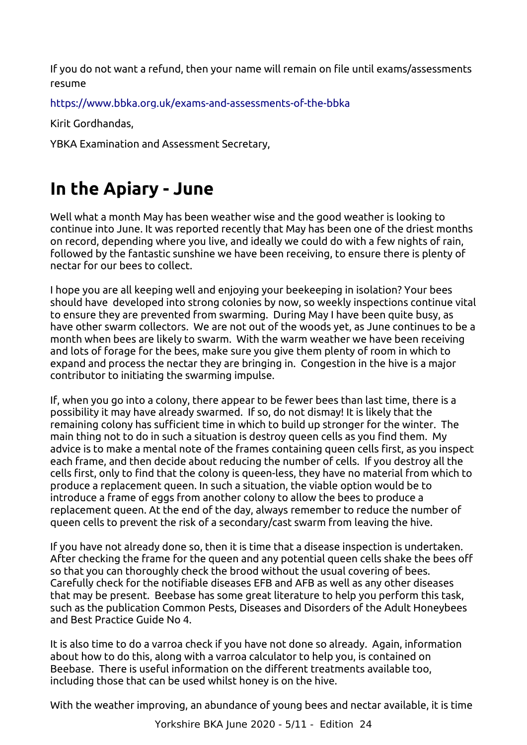If you do not want a refund, then your name will remain on file until exams/assessments resume

https://www.bbka.org.uk/exams-and-assessments-of-the-bbka

Kirit Gordhandas,

YBKA Examination and Assessment Secretary,

# In the Apiary - June

Well what a month May has been weather wise and the good weather is looking to continue into June. It was reported recently that May has been one of the driest months on record, depending where you live, and ideally we could do with a few nights of rain, followed by the fantastic sunshine we have been receiving, to ensure there is plenty of nectar for our bees to collect.

I hope you are all keeping well and enjoying your beekeeping in isolation? Your bees should have developed into strong colonies by now, so weekly inspections continue vital to ensure they are prevented from swarming. During May I have been quite busy, as have other swarm collectors. We are not out of the woods yet, as June continues to be a month when bees are likely to swarm. With the warm weather we have been receiving and lots of forage for the bees, make sure you give them plenty of room in which to expand and process the nectar they are bringing in. Congestion in the hive is a major contributor to initiating the swarming impulse.

If, when you go into a colony, there appear to be fewer bees than last time, there is a possibility it may have already swarmed. If so, do not dismay! It is likely that the remaining colony has sufficient time in which to build up stronger for the winter. The main thing not to do in such a situation is destroy queen cells as you find them. My advice is to make a mental note of the frames containing queen cells first, as you inspect each frame, and then decide about reducing the number of cells. If you destroy all the cells first, only to find that the colony is queen-less, they have no material from which to produce a replacement queen. In such a situation, the viable option would be to introduce a frame of eggs from another colony to allow the bees to produce a replacement queen. At the end of the day, always remember to reduce the number of queen cells to prevent the risk of a secondary/cast swarm from leaving the hive.

If you have not already done so, then it is time that a disease inspection is undertaken. After checking the frame for the queen and any potential queen cells shake the bees off so that you can thoroughly check the brood without the usual covering of bees. Carefully check for the notifiable diseases EFB and AFB as well as any other diseases that may be present. Beebase has some great literature to help you perform this task, such as the publication Common Pests, Diseases and Disorders of the Adult Honeybees and Best Practice Guide No 4.

It is also time to do a varroa check if you have not done so already. Again, information about how to do this, along with a varroa calculator to help you, is contained on Beebase. There is useful information on the different treatments available too, including those that can be used whilst honey is on the hive.

With the weather improving, an abundance of young bees and nectar available, it is time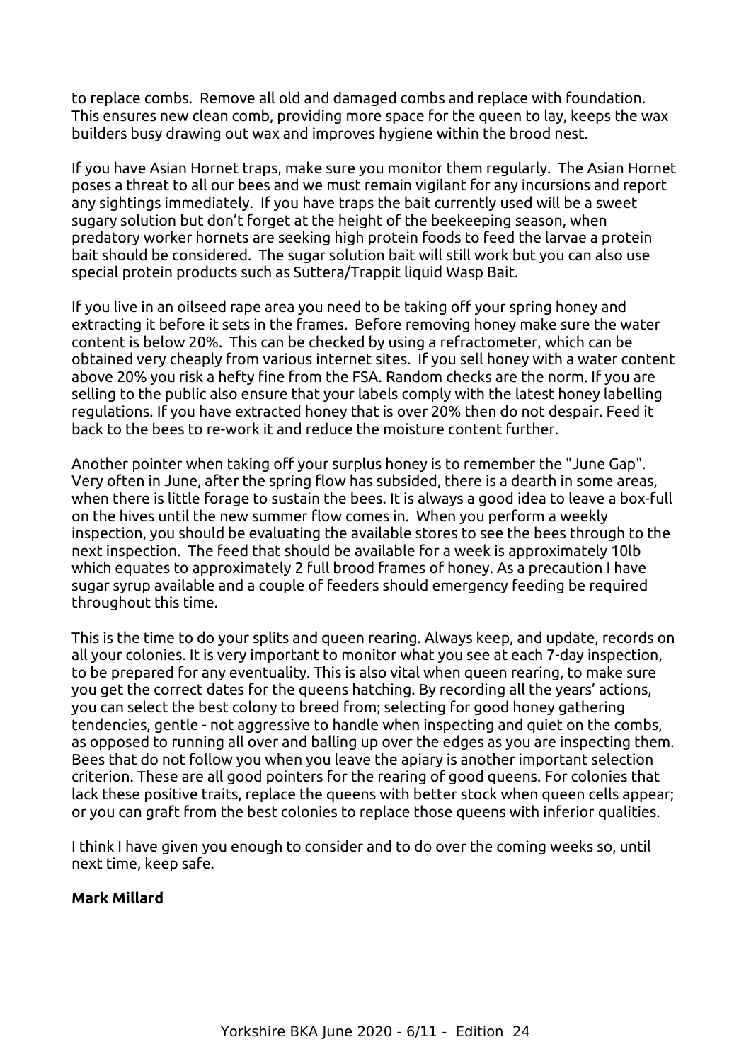to replace combs. Remove all old and damaged combs and replace with foundation. This ensures new clean comb, providing more space for the queen to lay, keeps the wax builders busy drawing out wax and improves hygiene within the brood nest.

If you have Asian Hornet traps, make sure you monitor them regularly. The Asian Hornet poses a threat to all our bees and we must remain vigilant for any incursions and report any sightings immediately. If you have traps the bait currently used will be a sweet sugary solution but don't forget at the height of the beekeeping season, when predatory worker hornets are seeking high protein foods to feed the larvae a protein bait should be considered. The sugar solution bait will still work but you can also use special protein products such as Suttera/Trappit liquid Wasp Bait.

If you live in an oilseed rape area you need to be taking off your spring honey and extracting it before it sets in the frames. Before removing honey make sure the water content is below 20%. This can be checked by using a refractometer, which can be obtained very cheaply from various internet sites. If you sell honey with a water content above 20% you risk a hefty fine from the FSA. Random checks are the norm. If you are selling to the public also ensure that your labels comply with the latest honey labelling regulations. If you have extracted honey that is over 20% then do not despair. Feed it back to the bees to re-work it and reduce the moisture content further.

Another pointer when taking off your surplus honey is to remember the "June Gap". Very often in June, after the spring flow has subsided, there is a dearth in some areas, when there is little forage to sustain the bees. It is always a good idea to leave a box-full on the hives until the new summer flow comes in. When you perform a weekly inspection, you should be evaluating the available stores to see the bees through to the next inspection. The feed that should be available for a week is approximately 10lb which equates to approximately 2 full brood frames of honey. As a precaution I have sugar syrup available and a couple of feeders should emergency feeding be required throughout this time.

This is the time to do your splits and queen rearing. Always keep, and update, records on all your colonies. It is very important to monitor what you see at each 7-day inspection, to be prepared for any eventuality. This is also vital when queen rearing, to make sure you get the correct dates for the queens hatching. By recording all the years' actions, you can select the best colony to breed from; selecting for good honey gathering tendencies, gentle - not aggressive to handle when inspecting and quiet on the combs, as opposed to running all over and balling up over the edges as you are inspecting them. Bees that do not follow you when you leave the apiary is another important selection criterion. These are all good pointers for the rearing of good queens. For colonies that lack these positive traits, replace the queens with better stock when queen cells appear; or you can graft from the best colonies to replace those queens with inferior qualities.

I think I have given you enough to consider and to do over the coming weeks so, until next time, keep safe.

**Mark Millard**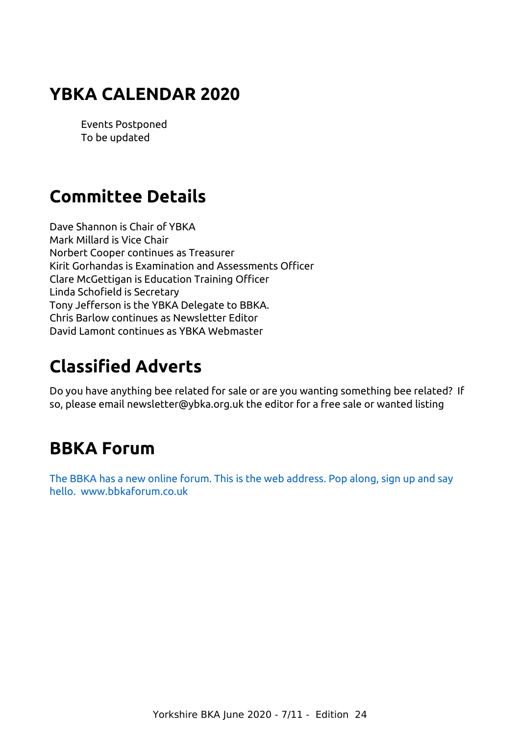## YBKA CALENDAR 2020

Events Postponed
To be updated

## Committee Details

Dave Shannon is Chair of YBKA
Mark Millard is Vice Chair
Norbert Cooper continues as Treasurer
Kirit Gorhandas is Examination and Assessments Officer
Clare McGettigan is Education Training Officer
Linda Schofield is Secretary
Tony Jefferson is the YBKA Delegate to BBKA.
Chris Barlow continues as Newsletter Editor
David Lamont continues as YBKA Webmaster

## Classified Adverts

Do you have anything bee related for sale or are you wanting something bee related? If so, please email newsletter@ybka.org.uk the editor for a free sale or wanted listing

## BBKA Forum

The BBKA has a new online forum. This is the web address. Pop along, sign up and say hello. www.bbkaforum.co.uk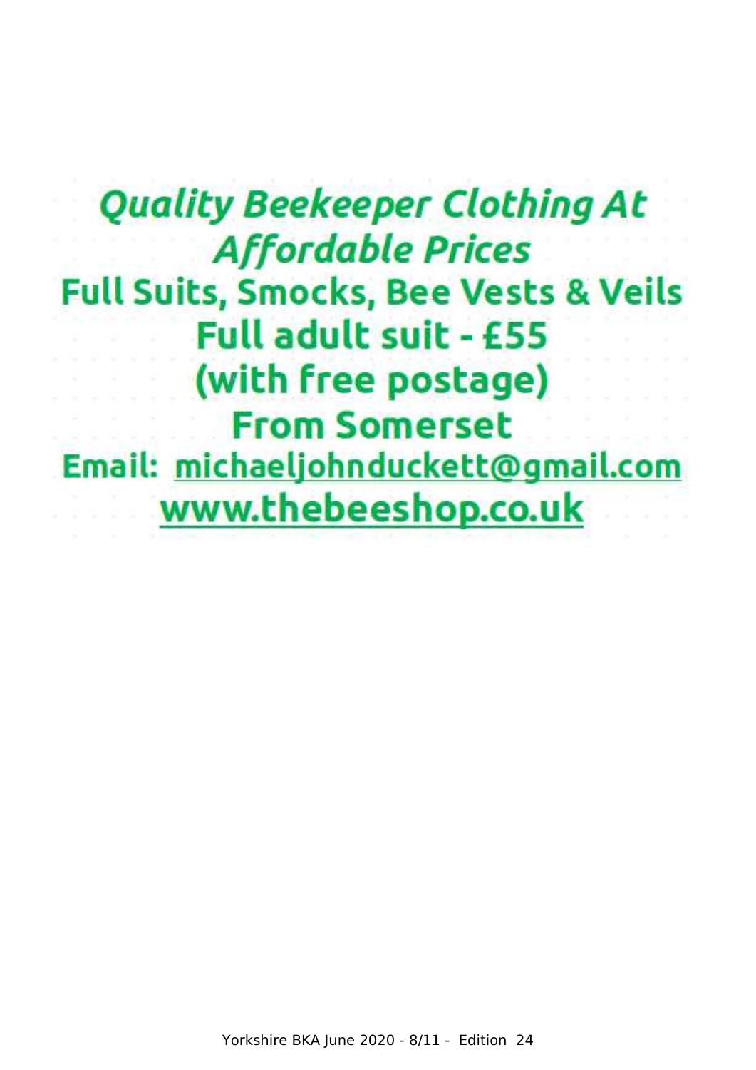***Quality Beekeeper Clothing At Affordable Prices***

**Full Suits, Smocks, Bee Vests & Veils**

**Full adult suit - £55**

**(with free postage)**

**From Somerset**

**Email: michaeljohnduckett@gmail.com**

**www.thebeeshop.co.uk**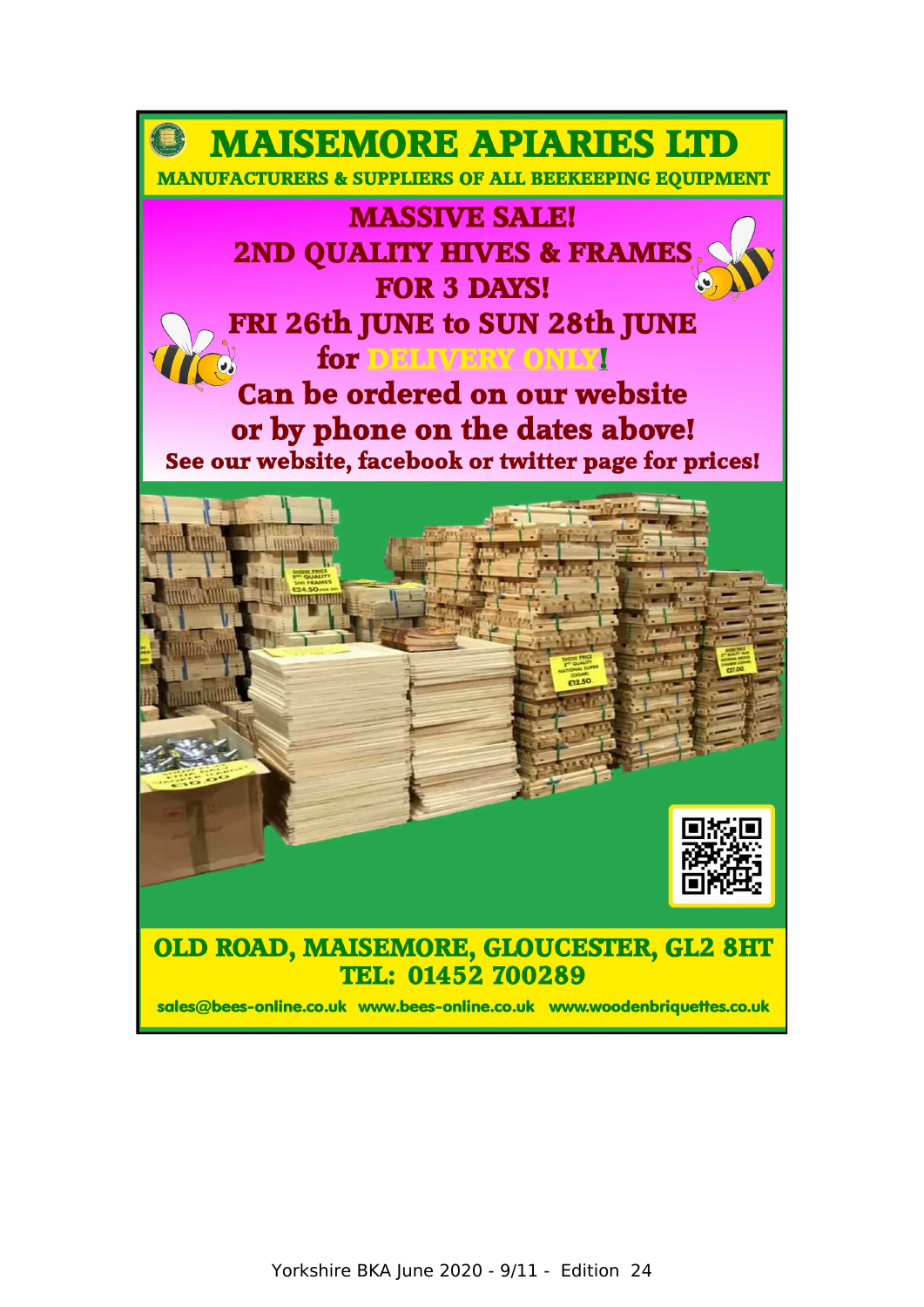# MAISEMORE APIARIES LTD

**MANUFACTURERS & SUPPLIERS OF ALL BEEKEEPING EQUIPMENT**

## MASSIVE SALE!

## 2ND QUALITY HIVES & FRAMES

## FOR 3 DAYS!

## FRI 26th JUNE to SUN 28th JUNE

## for DELIVERY ONLY!

**Can be ordered on our website or by phone on the dates above!**

**See our website, facebook or twitter page for prices!**

**OLD ROAD, MAISEMORE, GLOUCESTER, GL2 8HT**

**TEL: 01452 700289**

sales@bees-online.co.uk www.bees-online.co.uk www.woodenbriquettes.co.uk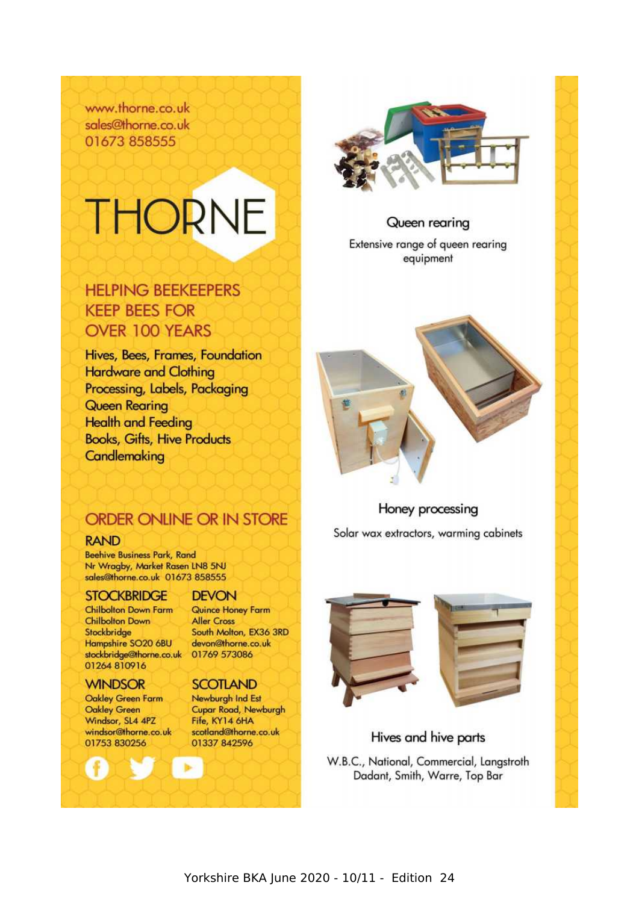www.thorne.co.uk
sales@thorne.co.uk
01673 858555

# THORNE

## HELPING BEEKEEPERS KEEP BEES FOR OVER 100 YEARS

Hives, Bees, Frames, Foundation
Hardware and Clothing
Processing, Labels, Packaging
Queen Rearing
Health and Feeding
Books, Gifts, Hive Products
Candlemaking

## ORDER ONLINE OR IN STORE

### RAND

Beehive Business Park, Rand
Nr Wragby, Market Rasen LN8 5NJ
sales@thorne.co.uk 01673 858555

### STOCKBRIDGE

Chilbolton Down Farm
Chilbolton Down
Stockbridge
Hampshire SO20 6BU
stockbridge@thorne.co.uk
01264 810916

### DEVON

Quince Honey Farm
Aller Cross
South Molton, EX36 3RD
devon@thorne.co.uk
01769 573086

### WINDSOR

Oakley Green Farm
Oakley Green
Windsor, SL4 4PZ
windsor@thorne.co.uk
01753 830256

### SCOTLAND

Newburgh Ind Est
Cupar Road, Newburgh
Fife, KY14 6HA
scotland@thorne.co.uk
01337 842596

### Queen rearing

Extensive range of queen rearing equipment

### Honey processing

Solar wax extractors, warming cabinets

### Hives and hive parts

W.B.C., National, Commercial, Langstroth
Dadant, Smith, Warre, Top Bar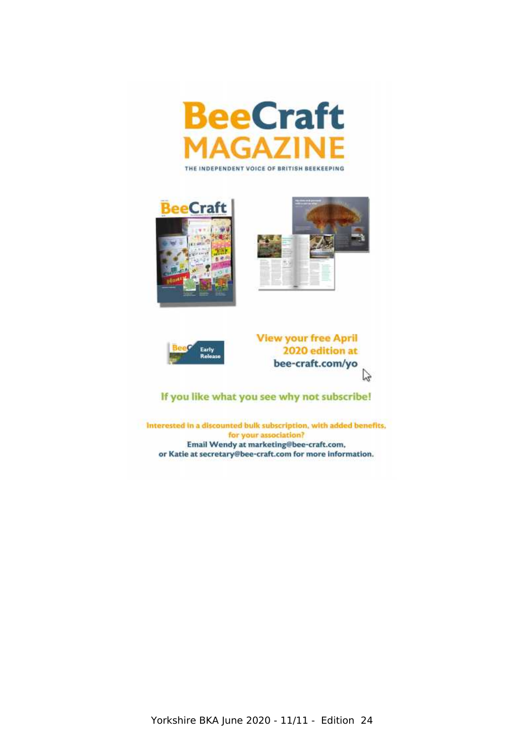# BeeCraft MAGAZINE

THE INDEPENDENT VOICE OF BRITISH BEEKEEPING

View your free April 2020 edition at bee-craft.com/yo

If you like what you see why not subscribe!

Interested in a discounted bulk subscription, with added benefits, for your association?
Email Wendy at marketing@bee-craft.com,
or Katie at secretary@bee-craft.com for more information.